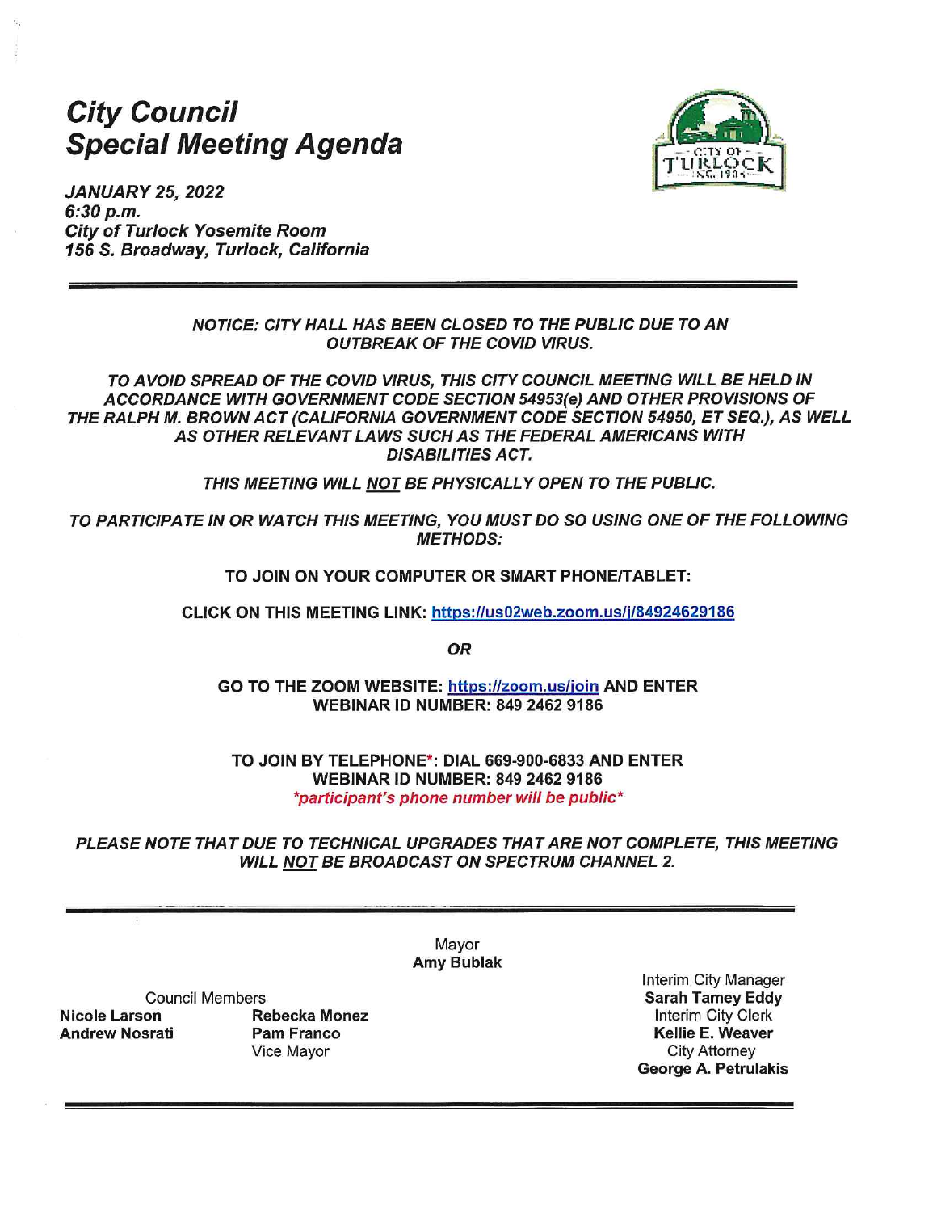# *City Council Special Meeting Agenda*

***JANUARY 25, 2022***
***6:30 p.m.***
***City of Turlock Yosemite Room***
***156 S. Broadway, Turlock, California***

---

***NOTICE: CITY HALL HAS BEEN CLOSED TO THE PUBLIC DUE TO AN OUTBREAK OF THE COVID VIRUS.***

***TO AVOID SPREAD OF THE COVID VIRUS, THIS CITY COUNCIL MEETING WILL BE HELD IN ACCORDANCE WITH GOVERNMENT CODE SECTION 54953(e) AND OTHER PROVISIONS OF THE RALPH M. BROWN ACT (CALIFORNIA GOVERNMENT CODE SECTION 54950, ET SEQ.), AS WELL AS OTHER RELEVANT LAWS SUCH AS THE FEDERAL AMERICANS WITH DISABILITIES ACT.***

***THIS MEETING WILL <u>NOT</u> BE PHYSICALLY OPEN TO THE PUBLIC.***

***TO PARTICIPATE IN OR WATCH THIS MEETING, YOU MUST DO SO USING ONE OF THE FOLLOWING METHODS:***

**TO JOIN ON YOUR COMPUTER OR SMART PHONE/TABLET:**

**CLICK ON THIS MEETING LINK: https://us02web.zoom.us/j/84924629186**

***OR***

**GO TO THE ZOOM WEBSITE: https://zoom.us/join AND ENTER WEBINAR ID NUMBER: 849 2462 9186**

**TO JOIN BY TELEPHONE*: DIAL 669-900-6833 AND ENTER WEBINAR ID NUMBER: 849 2462 9186**
***participant's phone number will be public***

***PLEASE NOTE THAT DUE TO TECHNICAL UPGRADES THAT ARE NOT COMPLETE, THIS MEETING WILL <u>NOT</u> BE BROADCAST ON SPECTRUM CHANNEL 2.***

---

Mayor
**Amy Bublak**

Council Members
**Nicole Larson**
**Andrew Nosrati**
**Rebecka Monez**
**Pam Franco**
Vice Mayor

Interim City Manager
**Sarah Tamey Eddy**
Interim City Clerk
**Kellie E. Weaver**
City Attorney
**George A. Petrulakis**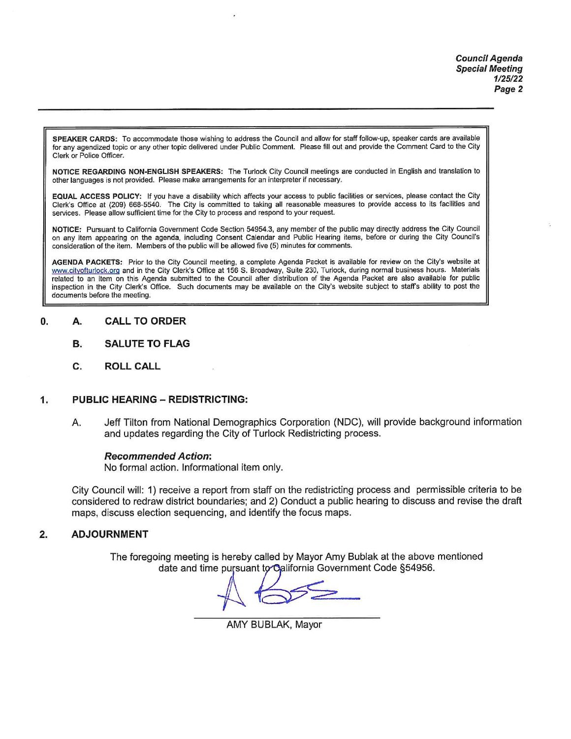**SPEAKER CARDS:** To accommodate those wishing to address the Council and allow for staff follow-up, speaker cards are available for any agendized topic or any other topic delivered under Public Comment. Please fill out and provide the Comment Card to the City Clerk or Police Officer.

**NOTICE REGARDING NON-ENGLISH SPEAKERS:** The Turlock City Council meetings are conducted in English and translation to other languages is not provided. Please make arrangements for an interpreter if necessary.

**EQUAL ACCESS POLICY:** If you have a disability which affects your access to public facilities or services, please contact the City Clerk's Office at (209) 668-5540. The City is committed to taking all reasonable measures to provide access to its facilities and services. Please allow sufficient time for the City to process and respond to your request.

**NOTICE:** Pursuant to California Government Code Section 54954.3, any member of the public may directly address the City Council on any item appearing on the agenda, including Consent Calendar and Public Hearing items, before or during the City Council's consideration of the item. Members of the public will be allowed five (5) minutes for comments.

**AGENDA PACKETS:** Prior to the City Council meeting, a complete Agenda Packet is available for review on the City's website at www.cityofturlock.org and in the City Clerk's Office at 156 S. Broadway, Suite 230, Turlock, during normal business hours. Materials related to an item on this Agenda submitted to the Council after distribution of the Agenda Packet are also available for public inspection in the City Clerk's Office. Such documents may be available on the City's website subject to staff's ability to post the documents before the meeting.

**0. A. CALL TO ORDER**

**B. SALUTE TO FLAG**

**C. ROLL CALL**

**1. PUBLIC HEARING – REDISTRICTING:**

A. Jeff Tilton from National Demographics Corporation (NDC), will provide background information and updates regarding the City of Turlock Redistricting process.

***Recommended Action*:**
No formal action. Informational item only.

City Council will: 1) receive a report from staff on the redistricting process and permissible criteria to be considered to redraw district boundaries; and 2) Conduct a public hearing to discuss and revise the draft maps, discuss election sequencing, and identify the focus maps.

**2. ADJOURNMENT**

The foregoing meeting is hereby called by Mayor Amy Bublak at the above mentioned date and time pursuant to California Government Code §54956.

AMY BUBLAK, Mayor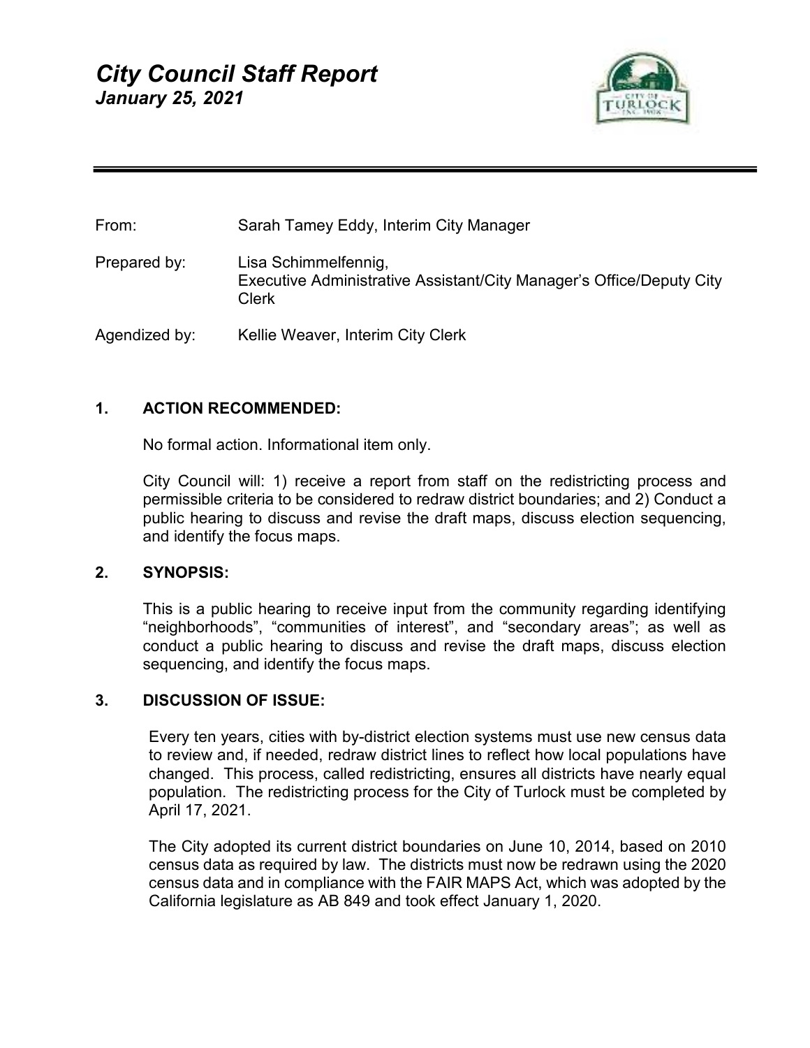# *City Council Staff Report*
## *January 25, 2021*

From: Sarah Tamey Eddy, Interim City Manager

Prepared by: Lisa Schimmelfennig, Executive Administrative Assistant/City Manager's Office/Deputy City Clerk

Agendized by: Kellie Weaver, Interim City Clerk

## 1. ACTION RECOMMENDED:

No formal action. Informational item only.

City Council will: 1) receive a report from staff on the redistricting process and permissible criteria to be considered to redraw district boundaries; and 2) Conduct a public hearing to discuss and revise the draft maps, discuss election sequencing, and identify the focus maps.

## 2. SYNOPSIS:

This is a public hearing to receive input from the community regarding identifying "neighborhoods", "communities of interest", and "secondary areas"; as well as conduct a public hearing to discuss and revise the draft maps, discuss election sequencing, and identify the focus maps.

## 3. DISCUSSION OF ISSUE:

Every ten years, cities with by-district election systems must use new census data to review and, if needed, redraw district lines to reflect how local populations have changed. This process, called redistricting, ensures all districts have nearly equal population. The redistricting process for the City of Turlock must be completed by April 17, 2021.

The City adopted its current district boundaries on June 10, 2014, based on 2010 census data as required by law. The districts must now be redrawn using the 2020 census data and in compliance with the FAIR MAPS Act, which was adopted by the California legislature as AB 849 and took effect January 1, 2020.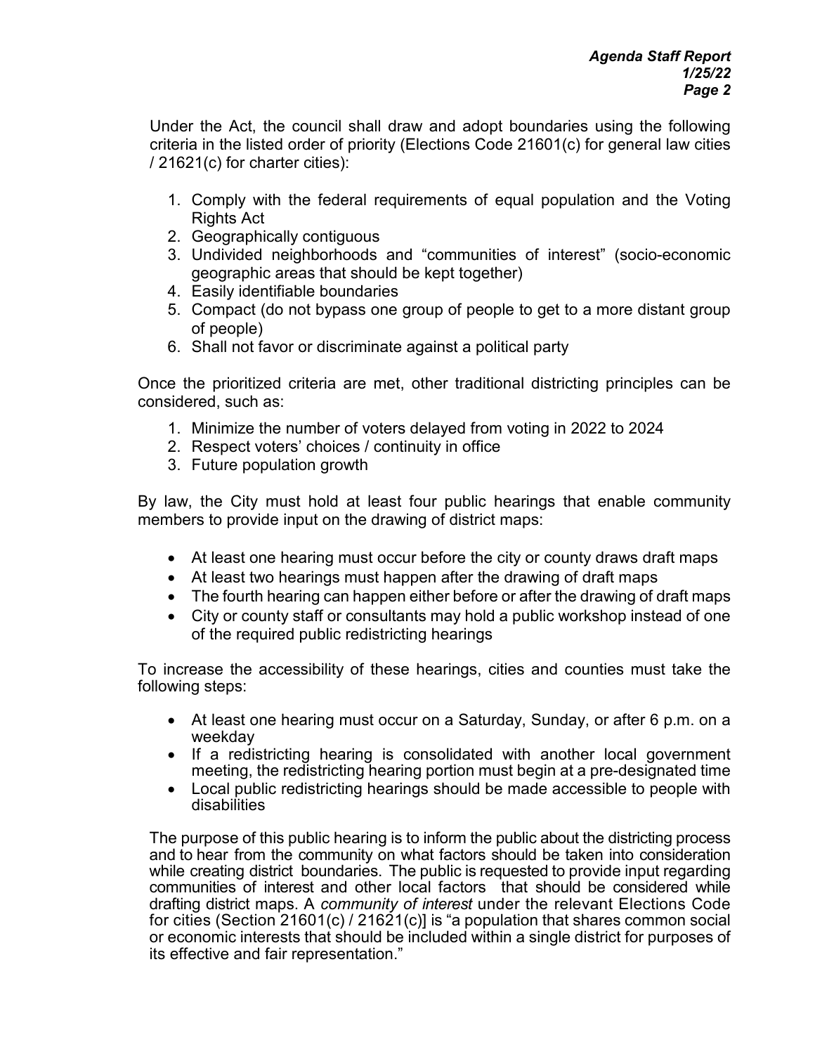Under the Act, the council shall draw and adopt boundaries using the following criteria in the listed order of priority (Elections Code 21601(c) for general law cities / 21621(c) for charter cities):

1. Comply with the federal requirements of equal population and the Voting Rights Act
2. Geographically contiguous
3. Undivided neighborhoods and "communities of interest" (socio-economic geographic areas that should be kept together)
4. Easily identifiable boundaries
5. Compact (do not bypass one group of people to get to a more distant group of people)
6. Shall not favor or discriminate against a political party

Once the prioritized criteria are met, other traditional districting principles can be considered, such as:

1. Minimize the number of voters delayed from voting in 2022 to 2024
2. Respect voters' choices / continuity in office
3. Future population growth

By law, the City must hold at least four public hearings that enable community members to provide input on the drawing of district maps:

- At least one hearing must occur before the city or county draws draft maps
- At least two hearings must happen after the drawing of draft maps
- The fourth hearing can happen either before or after the drawing of draft maps
- City or county staff or consultants may hold a public workshop instead of one of the required public redistricting hearings

To increase the accessibility of these hearings, cities and counties must take the following steps:

- At least one hearing must occur on a Saturday, Sunday, or after 6 p.m. on a weekday
- If a redistricting hearing is consolidated with another local government meeting, the redistricting hearing portion must begin at a pre-designated time
- Local public redistricting hearings should be made accessible to people with disabilities

The purpose of this public hearing is to inform the public about the districting process and to hear from the community on what factors should be taken into consideration while creating district boundaries. The public is requested to provide input regarding communities of interest and other local factors that should be considered while drafting district maps. A *community of interest* under the relevant Elections Code for cities (Section 21601(c) / 21621(c)] is "a population that shares common social or economic interests that should be included within a single district for purposes of its effective and fair representation."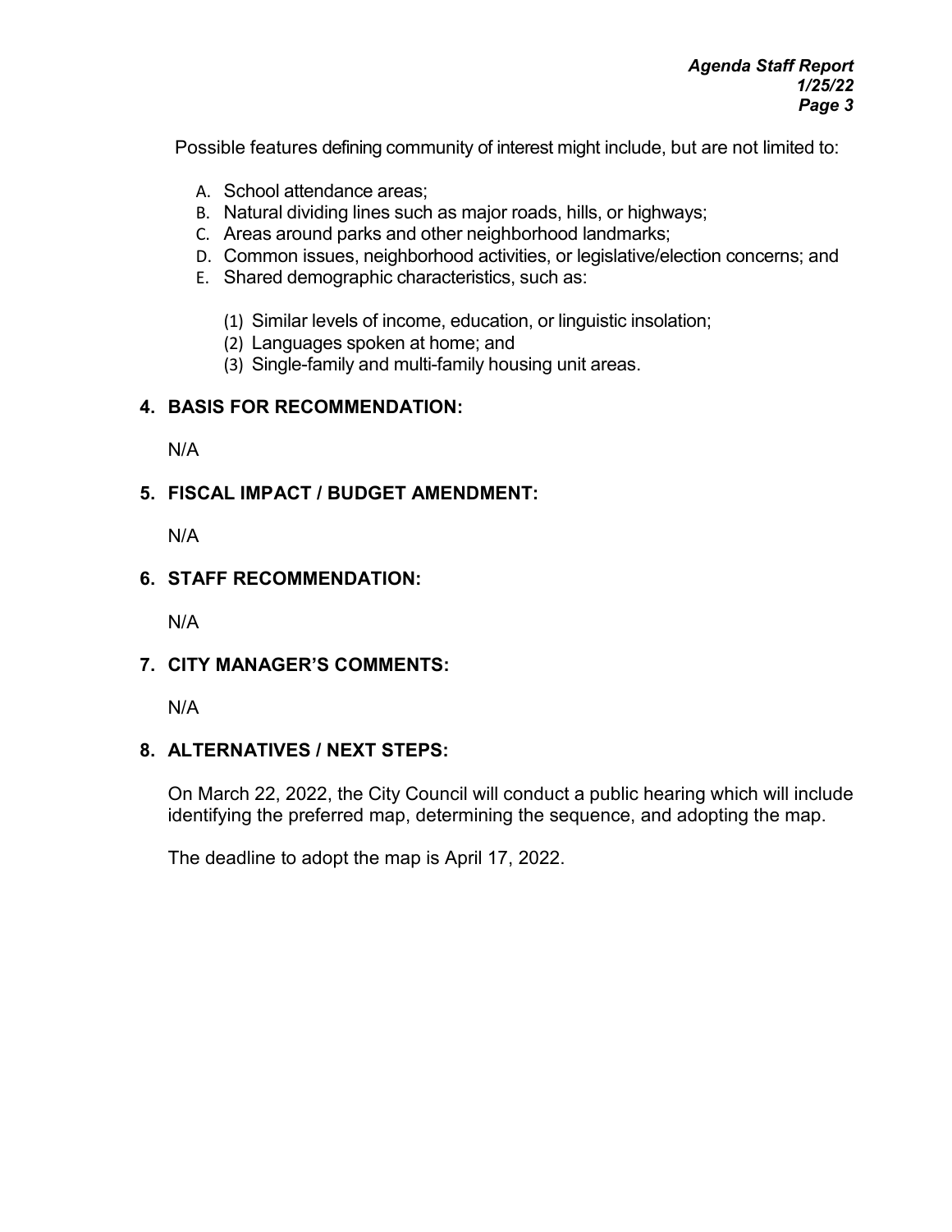Possible features defining community of interest might include, but are not limited to:

A. School attendance areas;
B. Natural dividing lines such as major roads, hills, or highways;
C. Areas around parks and other neighborhood landmarks;
D. Common issues, neighborhood activities, or legislative/election concerns; and
E. Shared demographic characteristics, such as:

    (1) Similar levels of income, education, or linguistic insolation;
    (2) Languages spoken at home; and
    (3) Single-family and multi-family housing unit areas.

## 4. BASIS FOR RECOMMENDATION:

N/A

## 5. FISCAL IMPACT / BUDGET AMENDMENT:

N/A

## 6. STAFF RECOMMENDATION:

N/A

## 7. CITY MANAGER'S COMMENTS:

N/A

## 8. ALTERNATIVES / NEXT STEPS:

On March 22, 2022, the City Council will conduct a public hearing which will include identifying the preferred map, determining the sequence, and adopting the map.

The deadline to adopt the map is April 17, 2022.